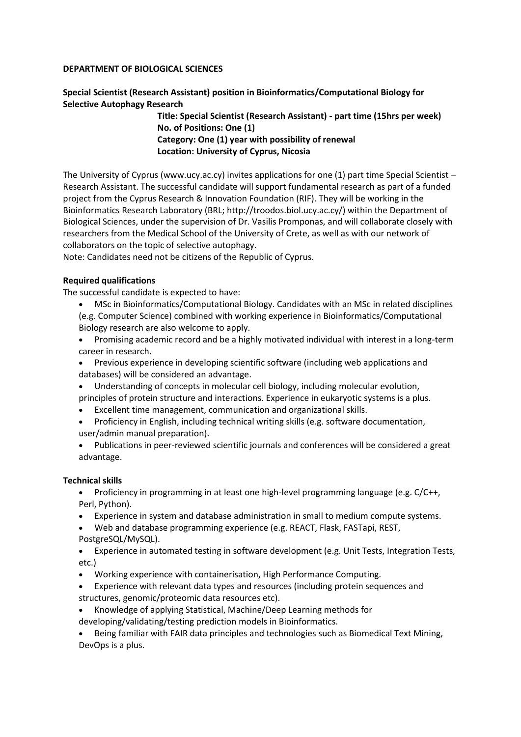**DEPARTMENT OF BIOLOGICAL SCIENCES**

**Special Scientist (Research Assistant) position in Bioinformatics/Computational Biology for Selective Autophagy Research**

**Title: Special Scientist (Research Assistant) - part time (15hrs per week)**
**No. of Positions: One (1)**
**Category: One (1) year with possibility of renewal**
**Location: University of Cyprus, Nicosia**

The University of Cyprus (www.ucy.ac.cy) invites applications for one (1) part time Special Scientist – Research Assistant. The successful candidate will support fundamental research as part of a funded project from the Cyprus Research & Innovation Foundation (RIF). They will be working in the Bioinformatics Research Laboratory (BRL; http://troodos.biol.ucy.ac.cy/) within the Department of Biological Sciences, under the supervision of Dr. Vasilis Promponas, and will collaborate closely with researchers from the Medical School of the University of Crete, as well as with our network of collaborators on the topic of selective autophagy.
Note: Candidates need not be citizens of the Republic of Cyprus.

**Required qualifications**

The successful candidate is expected to have:

- MSc in Bioinformatics/Computational Biology. Candidates with an MSc in related disciplines (e.g. Computer Science) combined with working experience in Bioinformatics/Computational Biology research are also welcome to apply.
- Promising academic record and be a highly motivated individual with interest in a long-term career in research.
- Previous experience in developing scientific software (including web applications and databases) will be considered an advantage.
- Understanding of concepts in molecular cell biology, including molecular evolution, principles of protein structure and interactions. Experience in eukaryotic systems is a plus.
- Excellent time management, communication and organizational skills.
- Proficiency in English, including technical writing skills (e.g. software documentation, user/admin manual preparation).
- Publications in peer-reviewed scientific journals and conferences will be considered a great advantage.

**Technical skills**

- Proficiency in programming in at least one high-level programming language (e.g. C/C++, Perl, Python).
- Experience in system and database administration in small to medium compute systems.
- Web and database programming experience (e.g. REACT, Flask, FASTapi, REST, PostgreSQL/MySQL).
- Experience in automated testing in software development (e.g. Unit Tests, Integration Tests, etc.)
- Working experience with containerisation, High Performance Computing.
- Experience with relevant data types and resources (including protein sequences and structures, genomic/proteomic data resources etc).
- Knowledge of applying Statistical, Machine/Deep Learning methods for developing/validating/testing prediction models in Bioinformatics.
- Being familiar with FAIR data principles and technologies such as Biomedical Text Mining, DevOps is a plus.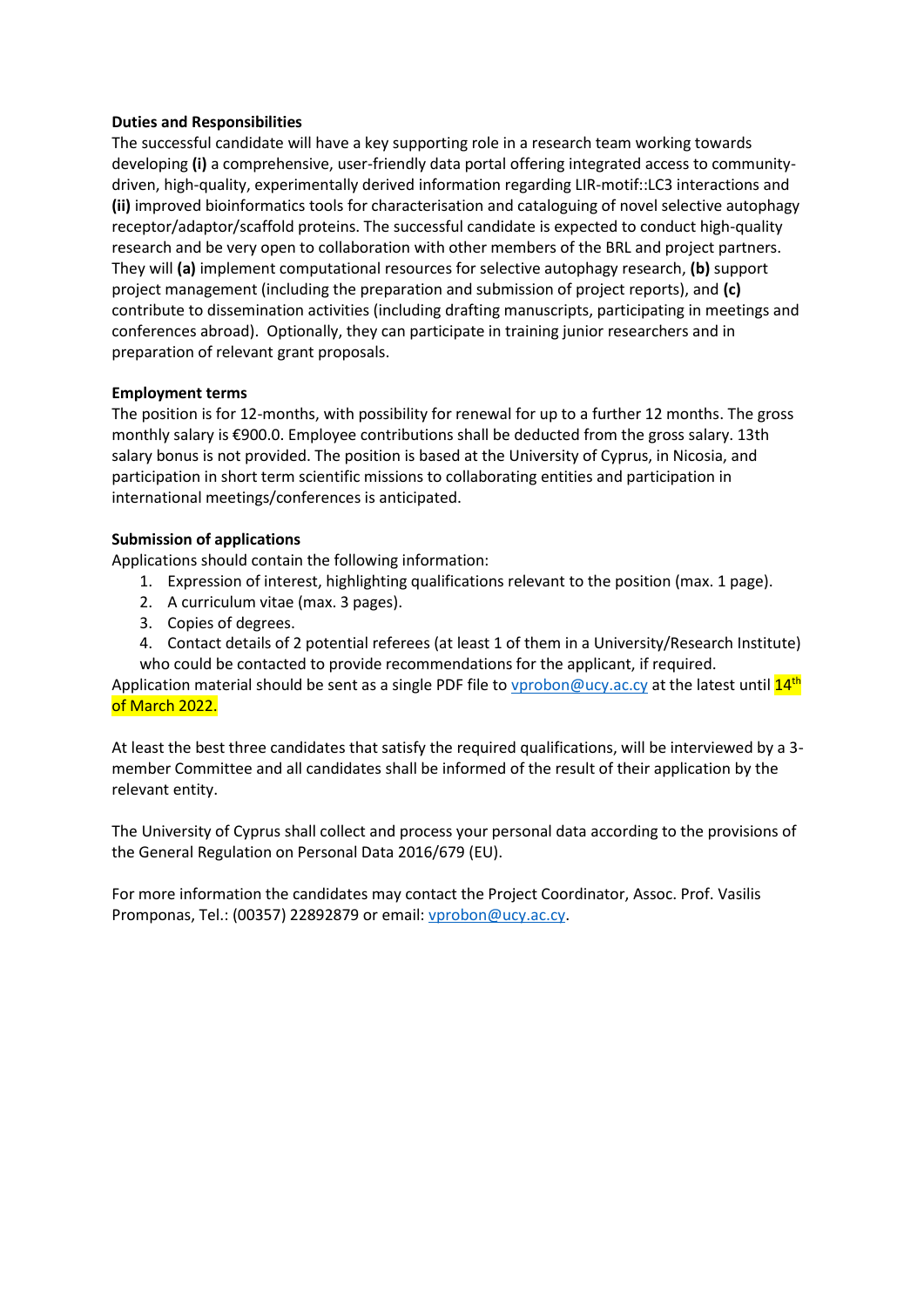**Duties and Responsibilities**

The successful candidate will have a key supporting role in a research team working towards developing **(i)** a comprehensive, user-friendly data portal offering integrated access to community-driven, high-quality, experimentally derived information regarding LIR-motif::LC3 interactions and **(ii)** improved bioinformatics tools for characterisation and cataloguing of novel selective autophagy receptor/adaptor/scaffold proteins. The successful candidate is expected to conduct high-quality research and be very open to collaboration with other members of the BRL and project partners. They will **(a)** implement computational resources for selective autophagy research, **(b)** support project management (including the preparation and submission of project reports), and **(c)** contribute to dissemination activities (including drafting manuscripts, participating in meetings and conferences abroad). Optionally, they can participate in training junior researchers and in preparation of relevant grant proposals.

**Employment terms**

The position is for 12-months, with possibility for renewal for up to a further 12 months. The gross monthly salary is €900.0. Employee contributions shall be deducted from the gross salary. 13th salary bonus is not provided. The position is based at the University of Cyprus, in Nicosia, and participation in short term scientific missions to collaborating entities and participation in international meetings/conferences is anticipated.

**Submission of applications**

Applications should contain the following information:

1. Expression of interest, highlighting qualifications relevant to the position (max. 1 page).
2. A curriculum vitae (max. 3 pages).
3. Copies of degrees.
4. Contact details of 2 potential referees (at least 1 of them in a University/Research Institute) who could be contacted to provide recommendations for the applicant, if required.

Application material should be sent as a single PDF file to vprobon@ucy.ac.cy at the latest until 14th of March 2022.

At least the best three candidates that satisfy the required qualifications, will be interviewed by a 3-member Committee and all candidates shall be informed of the result of their application by the relevant entity.

The University of Cyprus shall collect and process your personal data according to the provisions of the General Regulation on Personal Data 2016/679 (EU).

For more information the candidates may contact the Project Coordinator, Assoc. Prof. Vasilis Promponas, Tel.: (00357) 22892879 or email: vprobon@ucy.ac.cy.